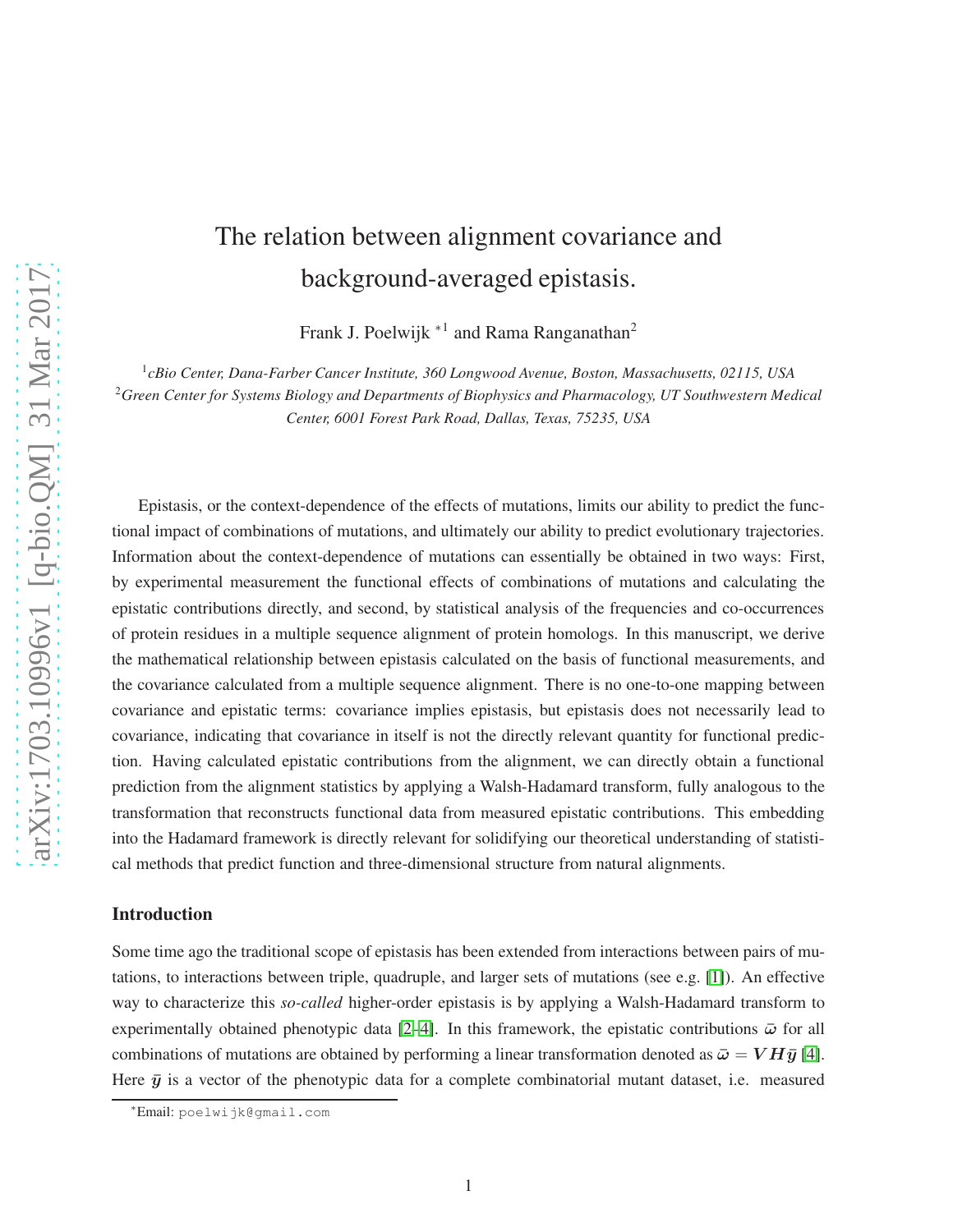# The relation between alignment covariance and background-averaged epistasis.

Frank J. Poelwijk *[1] and Rama Ranganathan[2]

[1]*cBio Center, Dana-Farber Cancer Institute, 360 Longwood Avenue, Boston, Massachusetts, 02115, USA*
[2]*Green Center for Systems Biology and Departments of Biophysics and Pharmacology, UT Southwestern Medical Center, 6001 Forest Park Road, Dallas, Texas, 75235, USA*

Epistasis, or the context-dependence of the effects of mutations, limits our ability to predict the functional impact of combinations of mutations, and ultimately our ability to predict evolutionary trajectories. Information about the context-dependence of mutations can essentially be obtained in two ways: First, by experimental measurement the functional effects of combinations of mutations and calculating the epistatic contributions directly, and second, by statistical analysis of the frequencies and co-occurrences of protein residues in a multiple sequence alignment of protein homologs. In this manuscript, we derive the mathematical relationship between epistasis calculated on the basis of functional measurements, and the covariance calculated from a multiple sequence alignment. There is no one-to-one mapping between covariance and epistatic terms: covariance implies epistasis, but epistasis does not necessarily lead to covariance, indicating that covariance in itself is not the directly relevant quantity for functional prediction. Having calculated epistatic contributions from the alignment, we can directly obtain a functional prediction from the alignment statistics by applying a Walsh-Hadamard transform, fully analogous to the transformation that reconstructs functional data from measured epistatic contributions. This embedding into the Hadamard framework is directly relevant for solidifying our theoretical understanding of statistical methods that predict function and three-dimensional structure from natural alignments.

## Introduction

Some time ago the traditional scope of epistasis has been extended from interactions between pairs of mutations, to interactions between triple, quadruple, and larger sets of mutations (see e.g. [1]). An effective way to characterize this *so-called* higher-order epistasis is by applying a Walsh-Hadamard transform to experimentally obtained phenotypic data [2–4]. In this framework, the epistatic contributions $\bar{\omega}$ for all combinations of mutations are obtained by performing a linear transformation denoted as $\bar{\omega} = \boldsymbol{V}\boldsymbol{H}\bar{\boldsymbol{y}}$ [4]. Here $\bar{\boldsymbol{y}}$ is a vector of the phenotypic data for a complete combinatorial mutant dataset, i.e. measured

*Email: poelwijk@gmail.com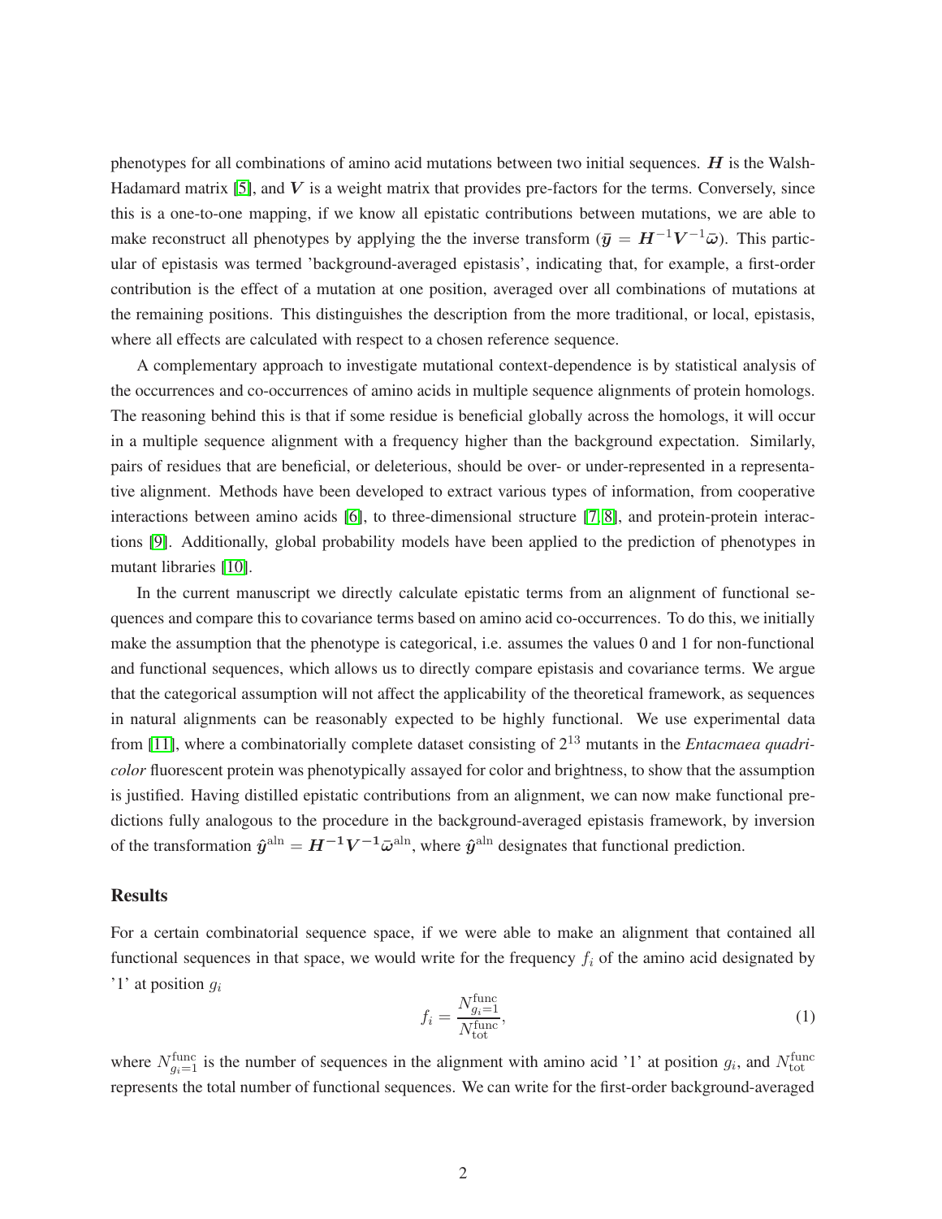phenotypes for all combinations of amino acid mutations between two initial sequences. $\boldsymbol{H}$ is the Walsh-Hadamard matrix [5], and $\boldsymbol{V}$ is a weight matrix that provides pre-factors for the terms. Conversely, since this is a one-to-one mapping, if we know all epistatic contributions between mutations, we are able to make reconstruct all phenotypes by applying the the inverse transform ($\bar{\boldsymbol{y}} = \boldsymbol{H}^{-1}\boldsymbol{V}^{-1}\bar{\boldsymbol{\omega}}$). This particular of epistasis was termed 'background-averaged epistasis', indicating that, for example, a first-order contribution is the effect of a mutation at one position, averaged over all combinations of mutations at the remaining positions. This distinguishes the description from the more traditional, or local, epistasis, where all effects are calculated with respect to a chosen reference sequence.

A complementary approach to investigate mutational context-dependence is by statistical analysis of the occurrences and co-occurrences of amino acids in multiple sequence alignments of protein homologs. The reasoning behind this is that if some residue is beneficial globally across the homologs, it will occur in a multiple sequence alignment with a frequency higher than the background expectation. Similarly, pairs of residues that are beneficial, or deleterious, should be over- or under-represented in a representative alignment. Methods have been developed to extract various types of information, from cooperative interactions between amino acids [6], to three-dimensional structure [7, 8], and protein-protein interactions [9]. Additionally, global probability models have been applied to the prediction of phenotypes in mutant libraries [10].

In the current manuscript we directly calculate epistatic terms from an alignment of functional sequences and compare this to covariance terms based on amino acid co-occurrences. To do this, we initially make the assumption that the phenotype is categorical, i.e. assumes the values 0 and 1 for non-functional and functional sequences, which allows us to directly compare epistasis and covariance terms. We argue that the categorical assumption will not affect the applicability of the theoretical framework, as sequences in natural alignments can be reasonably expected to be highly functional. We use experimental data from [11], where a combinatorially complete dataset consisting of $2^{13}$ mutants in the *Entacmaea quadricolor* fluorescent protein was phenotypically assayed for color and brightness, to show that the assumption is justified. Having distilled epistatic contributions from an alignment, we can now make functional predictions fully analogous to the procedure in the background-averaged epistasis framework, by inversion of the transformation $\hat{\boldsymbol{y}}^{\text{aln}} = \boldsymbol{H}^{-1}\boldsymbol{V}^{-1}\bar{\boldsymbol{\omega}}^{\text{aln}}$, where $\hat{\boldsymbol{y}}^{\text{aln}}$ designates that functional prediction.

## Results

For a certain combinatorial sequence space, if we were able to make an alignment that contained all functional sequences in that space, we would write for the frequency $f_i$ of the amino acid designated by '1' at position $g_i$

$$f_i = \frac{N^{\text{func}}_{g_i=1}}{N^{\text{func}}_{\text{tot}}}, \tag{1}$$

where $N^{\text{func}}_{g_i=1}$ is the number of sequences in the alignment with amino acid '1' at position $g_i$, and $N^{\text{func}}_{\text{tot}}$ represents the total number of functional sequences. We can write for the first-order background-averaged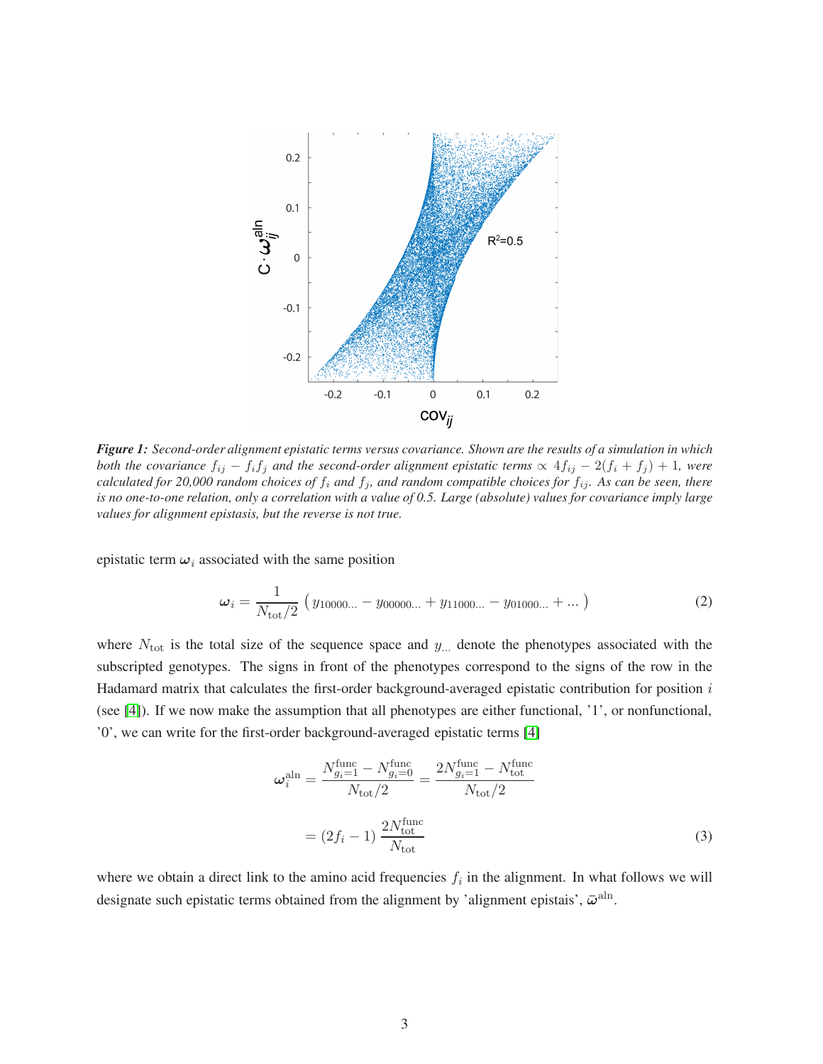*Figure 1: Second-order alignment epistatic terms versus covariance. Shown are the results of a simulation in which both the covariance $f_{ij} - f_i f_j$ and the second-order alignment epistatic terms $\propto 4f_{ij} - 2(f_i + f_j) + 1$, were calculated for 20,000 random choices of $f_i$ and $f_j$, and random compatible choices for $f_{ij}$. As can be seen, there is no one-to-one relation, only a correlation with a value of 0.5. Large (absolute) values for covariance imply large values for alignment epistasis, but the reverse is not true.*

epistatic term $\boldsymbol{\omega}_i$ associated with the same position

$$\boldsymbol{\omega}_i = \frac{1}{N_{\text{tot}}/2} \left( y_{10000...} - y_{00000...} + y_{11000...} - y_{01000...} + ... \right) \tag{2}$$

where $N_{\text{tot}}$ is the total size of the sequence space and $y_{...}$ denote the phenotypes associated with the subscripted genotypes. The signs in front of the phenotypes correspond to the signs of the row in the Hadamard matrix that calculates the first-order background-averaged epistatic contribution for position $i$ (see [4]). If we now make the assumption that all phenotypes are either functional, '1', or nonfunctional, '0', we can write for the first-order background-averaged epistatic terms [4]

$$\begin{aligned} \boldsymbol{\omega}_i^{\text{aln}} &= \frac{N^{\text{func}}_{g_i=1} - N^{\text{func}}_{g_i=0}}{N_{\text{tot}}/2} = \frac{2N^{\text{func}}_{g_i=1} - N^{\text{func}}_{\text{tot}}}{N_{\text{tot}}/2} \\ &= (2f_i - 1)\,\frac{2N^{\text{func}}_{\text{tot}}}{N_{\text{tot}}} \end{aligned} \tag{3}$$

where we obtain a direct link to the amino acid frequencies $f_i$ in the alignment. In what follows we will designate such epistatic terms obtained from the alignment by 'alignment epistais', $\bar{\omega}^{\text{aln}}$.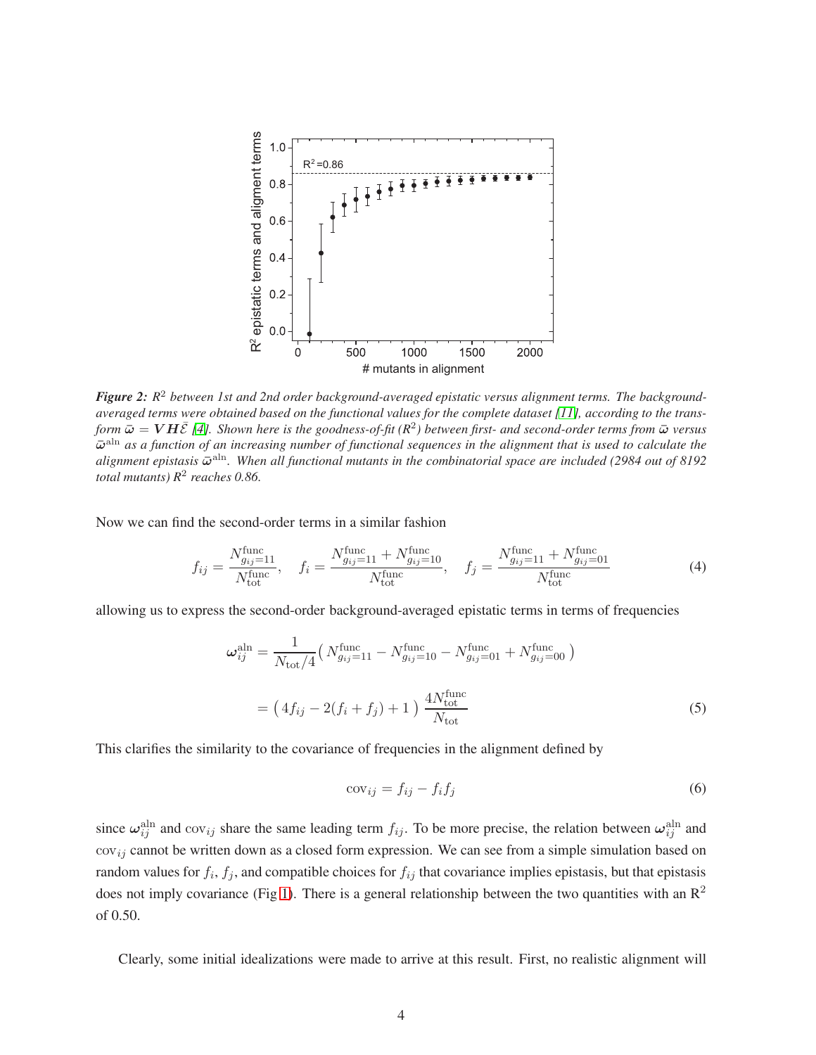***Figure 2:*** *$R^2$ between 1st and 2nd order background-averaged epistatic versus alignment terms. The background-averaged terms were obtained based on the functional values for the complete dataset [11], according to the transform $\bar{\boldsymbol{\omega}} = \boldsymbol{V}\boldsymbol{H}\bar{\mathcal{E}}$ [4]. Shown here is the goodness-of-fit ($R^2$) between first- and second-order terms from $\bar{\boldsymbol{\omega}}$ versus $\bar{\boldsymbol{\omega}}^{\mathrm{aln}}$ as a function of an increasing number of functional sequences in the alignment that is used to calculate the alignment epistasis $\bar{\boldsymbol{\omega}}^{\mathrm{aln}}$. When all functional mutants in the combinatorial space are included (2984 out of 8192 total mutants) $R^2$ reaches 0.86.*

Now we can find the second-order terms in a similar fashion

$$f_{ij} = \frac{N^{\mathrm{func}}_{g_{ij}=11}}{N^{\mathrm{func}}_{\mathrm{tot}}}, \quad f_i = \frac{N^{\mathrm{func}}_{g_{ij}=11} + N^{\mathrm{func}}_{g_{ij}=10}}{N^{\mathrm{func}}_{\mathrm{tot}}}, \quad f_j = \frac{N^{\mathrm{func}}_{g_{ij}=11} + N^{\mathrm{func}}_{g_{ij}=01}}{N^{\mathrm{func}}_{\mathrm{tot}}} \tag{4}$$

allowing us to express the second-order background-averaged epistatic terms in terms of frequencies

$$\begin{aligned} \boldsymbol{\omega}^{\mathrm{aln}}_{ij} &= \frac{1}{N_{\mathrm{tot}}/4}\left( N^{\mathrm{func}}_{g_{ij}=11} - N^{\mathrm{func}}_{g_{ij}=10} - N^{\mathrm{func}}_{g_{ij}=01} + N^{\mathrm{func}}_{g_{ij}=00} \right) \\ &= \left( 4f_{ij} - 2(f_i + f_j) + 1 \right) \frac{4N^{\mathrm{func}}_{\mathrm{tot}}}{N_{\mathrm{tot}}} \end{aligned} \tag{5}$$

This clarifies the similarity to the covariance of frequencies in the alignment defined by

$$\mathrm{cov}_{ij} = f_{ij} - f_i f_j \tag{6}$$

since $\boldsymbol{\omega}^{\mathrm{aln}}_{ij}$ and $\mathrm{cov}_{ij}$ share the same leading term $f_{ij}$. To be more precise, the relation between $\boldsymbol{\omega}^{\mathrm{aln}}_{ij}$ and $\mathrm{cov}_{ij}$ cannot be written down as a closed form expression. We can see from a simple simulation based on random values for $f_i$, $f_j$, and compatible choices for $f_{ij}$ that covariance implies epistasis, but that epistasis does not imply covariance (Fig 1). There is a general relationship between the two quantities with an $R^2$ of 0.50.

Clearly, some initial idealizations were made to arrive at this result. First, no realistic alignment will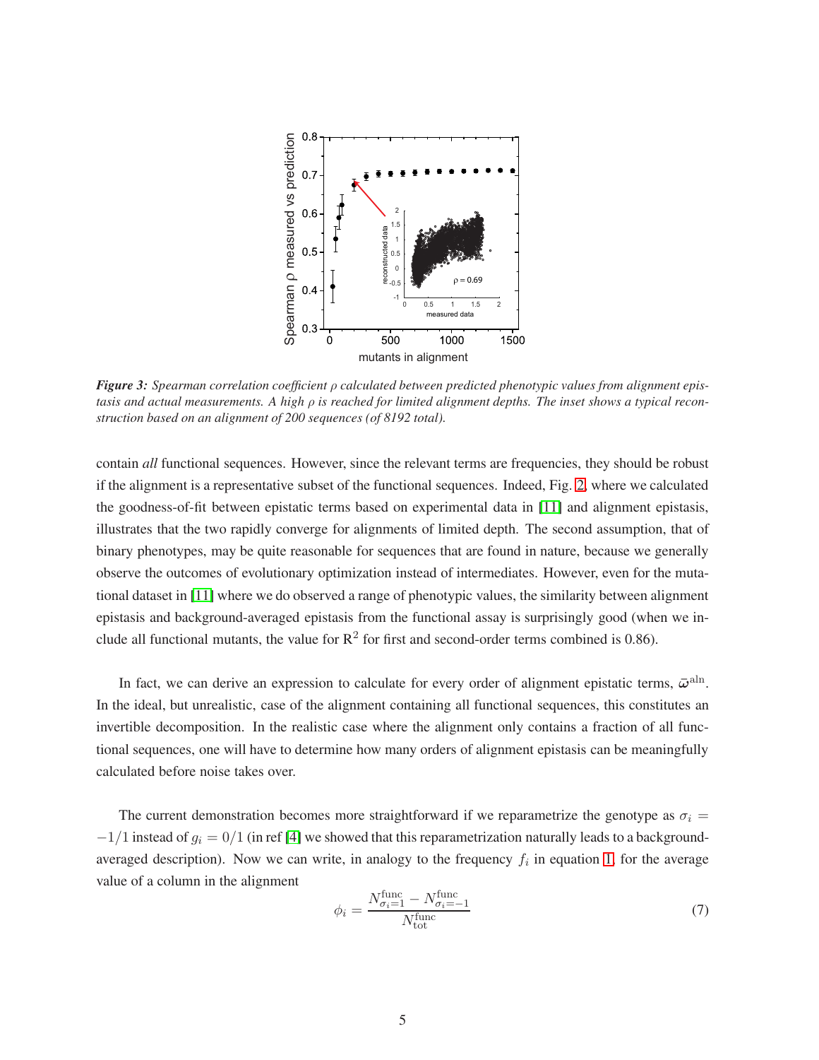*Figure 3: Spearman correlation coefficient $\rho$ calculated between predicted phenotypic values from alignment epistasis and actual measurements. A high $\rho$ is reached for limited alignment depths. The inset shows a typical reconstruction based on an alignment of 200 sequences (of 8192 total).*

contain *all* functional sequences. However, since the relevant terms are frequencies, they should be robust if the alignment is a representative subset of the functional sequences. Indeed, Fig. 2, where we calculated the goodness-of-fit between epistatic terms based on experimental data in [11] and alignment epistasis, illustrates that the two rapidly converge for alignments of limited depth. The second assumption, that of binary phenotypes, may be quite reasonable for sequences that are found in nature, because we generally observe the outcomes of evolutionary optimization instead of intermediates. However, even for the mutational dataset in [11] where we do observed a range of phenotypic values, the similarity between alignment epistasis and background-averaged epistasis from the functional assay is surprisingly good (when we include all functional mutants, the value for $R^2$ for first and second-order terms combined is 0.86).

In fact, we can derive an expression to calculate for every order of alignment epistatic terms, $\bar{\boldsymbol{\omega}}^{\text{aln}}$. In the ideal, but unrealistic, case of the alignment containing all functional sequences, this constitutes an invertible decomposition. In the realistic case where the alignment only contains a fraction of all functional sequences, one will have to determine how many orders of alignment epistasis can be meaningfully calculated before noise takes over.

The current demonstration becomes more straightforward if we reparametrize the genotype as $\sigma_i = -1/1$ instead of $g_i = 0/1$ (in ref [4] we showed that this reparametrization naturally leads to a background-averaged description). Now we can write, in analogy to the frequency $f_i$ in equation 1, for the average value of a column in the alignment

$$\phi_i = \frac{N^{\text{func}}_{\sigma_i=1} - N^{\text{func}}_{\sigma_i=-1}}{N^{\text{func}}_{\text{tot}}} \tag{7}$$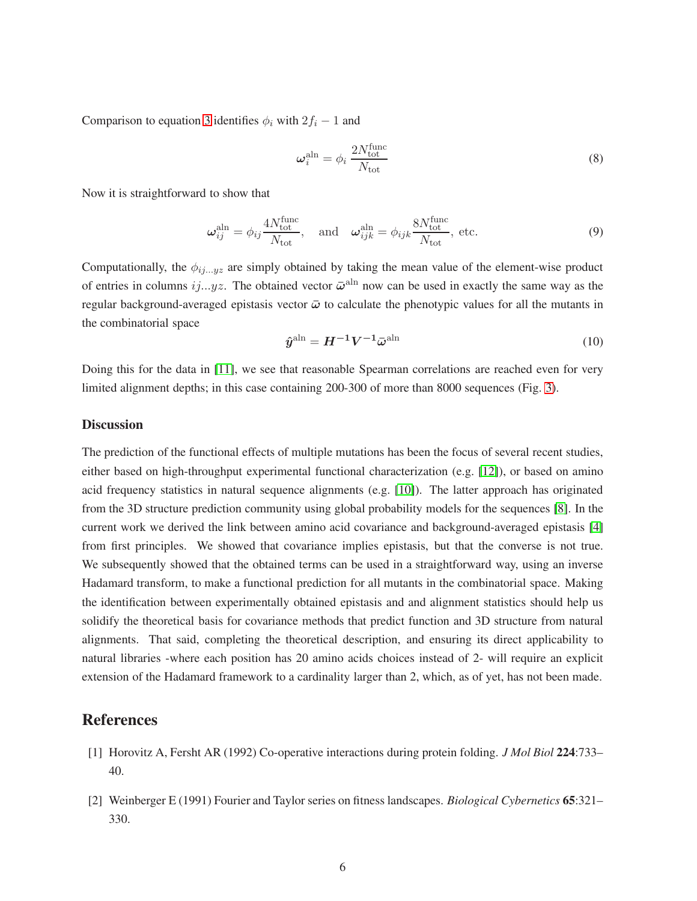Comparison to equation 3 identifies $\phi_i$ with $2f_i - 1$ and

$$\boldsymbol{\omega}_i^{\text{aln}} = \phi_i \, \frac{2N_{\text{tot}}^{\text{func}}}{N_{\text{tot}}} \tag{8}$$

Now it is straightforward to show that

$$\boldsymbol{\omega}_{ij}^{\text{aln}} = \phi_{ij} \frac{4N_{\text{tot}}^{\text{func}}}{N_{\text{tot}}}, \quad \text{and} \quad \boldsymbol{\omega}_{ijk}^{\text{aln}} = \phi_{ijk} \frac{8N_{\text{tot}}^{\text{func}}}{N_{\text{tot}}}, \text{ etc.} \tag{9}$$

Computationally, the $\phi_{ij...yz}$ are simply obtained by taking the mean value of the element-wise product of entries in columns $ij...yz$. The obtained vector $\bar{\boldsymbol{\omega}}^{\text{aln}}$ now can be used in exactly the same way as the regular background-averaged epistasis vector $\bar{\boldsymbol{\omega}}$ to calculate the phenotypic values for all the mutants in the combinatorial space

$$\hat{\boldsymbol{y}}^{\text{aln}} = \boldsymbol{H^{-1}V^{-1}}\bar{\boldsymbol{\omega}}^{\text{aln}} \tag{10}$$

Doing this for the data in [11], we see that reasonable Spearman correlations are reached even for very limited alignment depths; in this case containing 200-300 of more than 8000 sequences (Fig. 3).

### Discussion

The prediction of the functional effects of multiple mutations has been the focus of several recent studies, either based on high-throughput experimental functional characterization (e.g. [12]), or based on amino acid frequency statistics in natural sequence alignments (e.g. [10]). The latter approach has originated from the 3D structure prediction community using global probability models for the sequences [8]. In the current work we derived the link between amino acid covariance and background-averaged epistasis [4] from first principles. We showed that covariance implies epistasis, but that the converse is not true. We subsequently showed that the obtained terms can be used in a straightforward way, using an inverse Hadamard transform, to make a functional prediction for all mutants in the combinatorial space. Making the identification between experimentally obtained epistasis and and alignment statistics should help us solidify the theoretical basis for covariance methods that predict function and 3D structure from natural alignments. That said, completing the theoretical description, and ensuring its direct applicability to natural libraries -where each position has 20 amino acids choices instead of 2- will require an explicit extension of the Hadamard framework to a cardinality larger than 2, which, as of yet, has not been made.

## References

[1] Horovitz A, Fersht AR (1992) Co-operative interactions during protein folding. *J Mol Biol* **224**:733–40.

[2] Weinberger E (1991) Fourier and Taylor series on fitness landscapes. *Biological Cybernetics* **65**:321–330.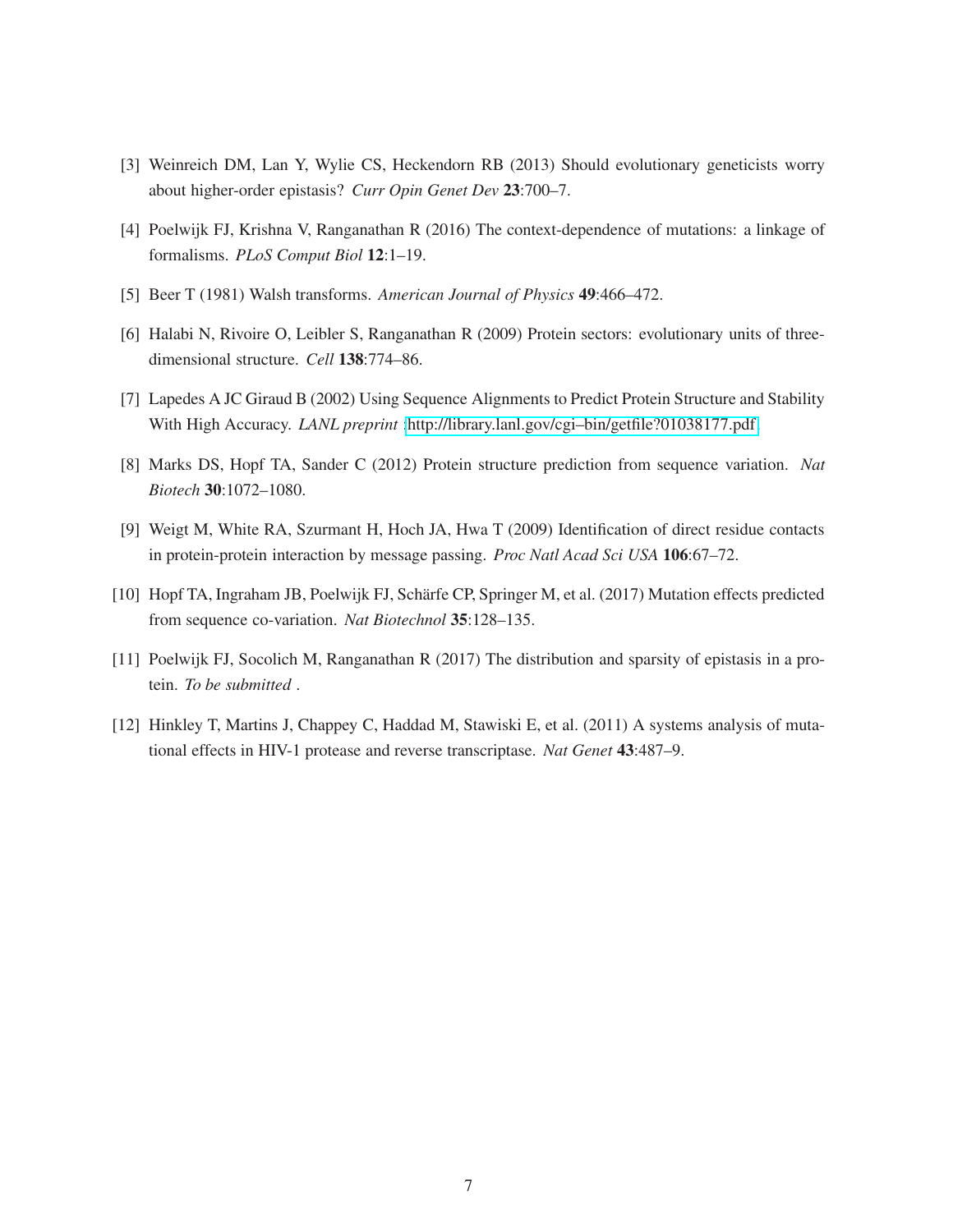[3] Weinreich DM, Lan Y, Wylie CS, Heckendorn RB (2013) Should evolutionary geneticists worry about higher-order epistasis? *Curr Opin Genet Dev* **23**:700–7.

[4] Poelwijk FJ, Krishna V, Ranganathan R (2016) The context-dependence of mutations: a linkage of formalisms. *PLoS Comput Biol* **12**:1–19.

[5] Beer T (1981) Walsh transforms. *American Journal of Physics* **49**:466–472.

[6] Halabi N, Rivoire O, Leibler S, Ranganathan R (2009) Protein sectors: evolutionary units of three-dimensional structure. *Cell* **138**:774–86.

[7] Lapedes A JC Giraud B (2002) Using Sequence Alignments to Predict Protein Structure and Stability With High Accuracy. *LANL preprint* :http://library.lanl.gov/cgi–bin/getfile?01038177.pdf.

[8] Marks DS, Hopf TA, Sander C (2012) Protein structure prediction from sequence variation. *Nat Biotech* **30**:1072–1080.

[9] Weigt M, White RA, Szurmant H, Hoch JA, Hwa T (2009) Identification of direct residue contacts in protein-protein interaction by message passing. *Proc Natl Acad Sci USA* **106**:67–72.

[10] Hopf TA, Ingraham JB, Poelwijk FJ, Schärfe CP, Springer M, et al. (2017) Mutation effects predicted from sequence co-variation. *Nat Biotechnol* **35**:128–135.

[11] Poelwijk FJ, Socolich M, Ranganathan R (2017) The distribution and sparsity of epistasis in a protein. *To be submitted* .

[12] Hinkley T, Martins J, Chappey C, Haddad M, Stawiski E, et al. (2011) A systems analysis of mutational effects in HIV-1 protease and reverse transcriptase. *Nat Genet* **43**:487–9.